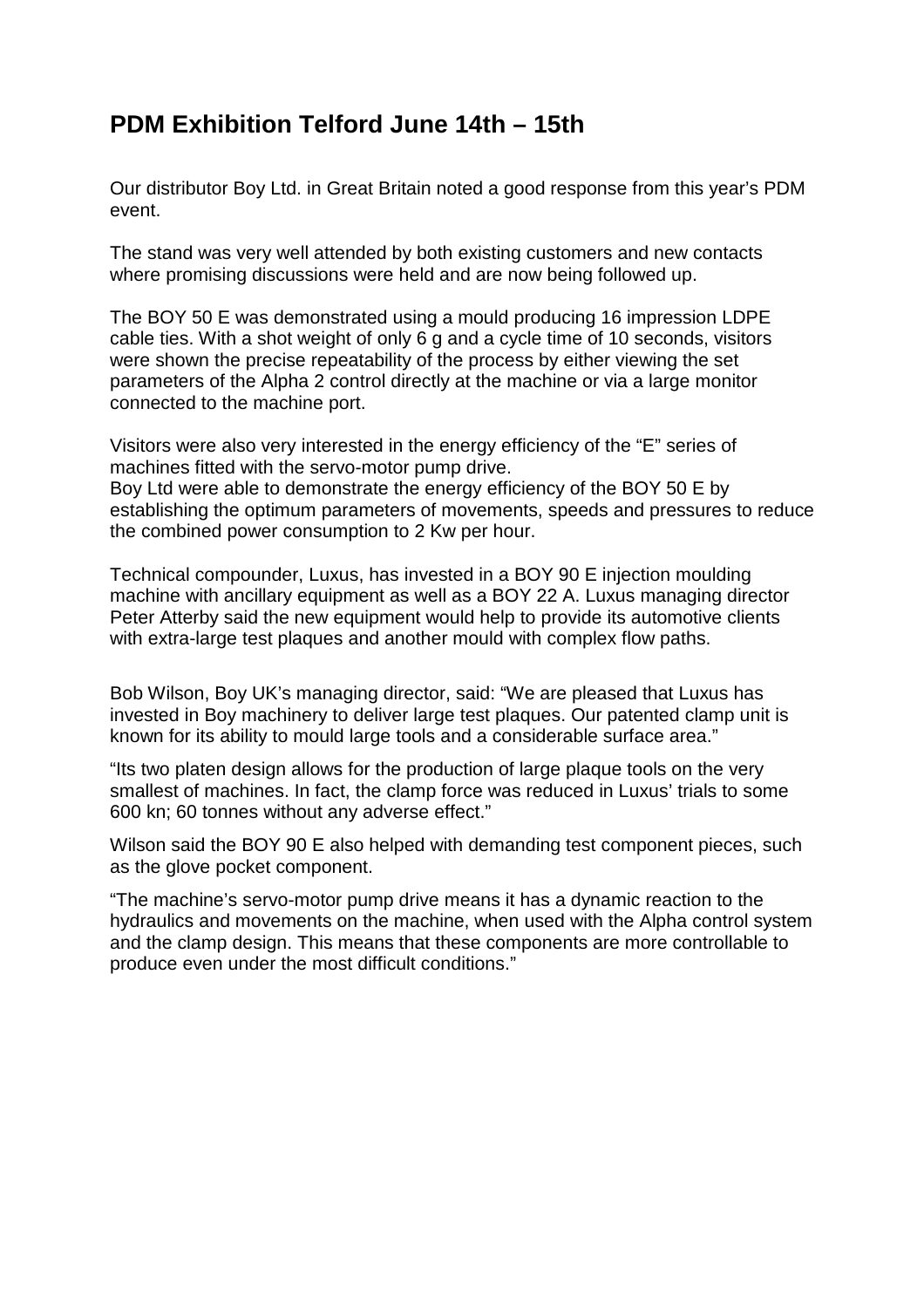# PDM Exhibition Telford June 14th – 15th

Our distributor Boy Ltd. in Great Britain noted a good response from this year's PDM event.

The stand was very well attended by both existing customers and new contacts where promising discussions were held and are now being followed up.

The BOY 50 E was demonstrated using a mould producing 16 impression LDPE cable ties. With a shot weight of only 6 g and a cycle time of 10 seconds, visitors were shown the precise repeatability of the process by either viewing the set parameters of the Alpha 2 control directly at the machine or via a large monitor connected to the machine port.

Visitors were also very interested in the energy efficiency of the "E" series of machines fitted with the servo-motor pump drive.
Boy Ltd were able to demonstrate the energy efficiency of the BOY 50 E by establishing the optimum parameters of movements, speeds and pressures to reduce the combined power consumption to 2 Kw per hour.

Technical compounder, Luxus, has invested in a BOY 90 E injection moulding machine with ancillary equipment as well as a BOY 22 A. Luxus managing director Peter Atterby said the new equipment would help to provide its automotive clients with extra-large test plaques and another mould with complex flow paths.

Bob Wilson, Boy UK's managing director, said: "We are pleased that Luxus has invested in Boy machinery to deliver large test plaques. Our patented clamp unit is known for its ability to mould large tools and a considerable surface area."

"Its two platen design allows for the production of large plaque tools on the very smallest of machines. In fact, the clamp force was reduced in Luxus' trials to some 600 kn; 60 tonnes without any adverse effect."

Wilson said the BOY 90 E also helped with demanding test component pieces, such as the glove pocket component.

"The machine's servo-motor pump drive means it has a dynamic reaction to the hydraulics and movements on the machine, when used with the Alpha control system and the clamp design. This means that these components are more controllable to produce even under the most difficult conditions."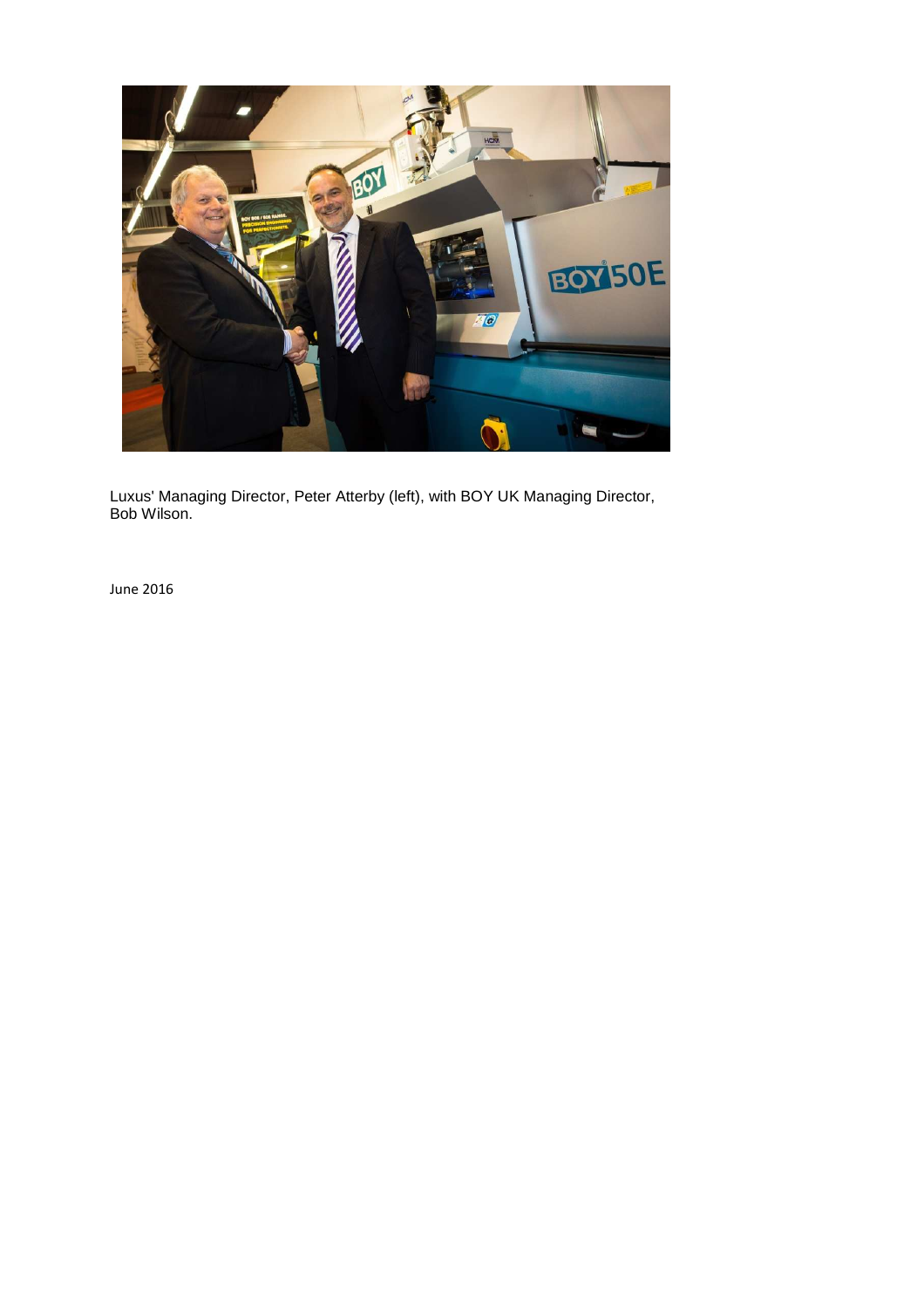Luxus' Managing Director, Peter Atterby (left), with BOY UK Managing Director, Bob Wilson.

June 2016